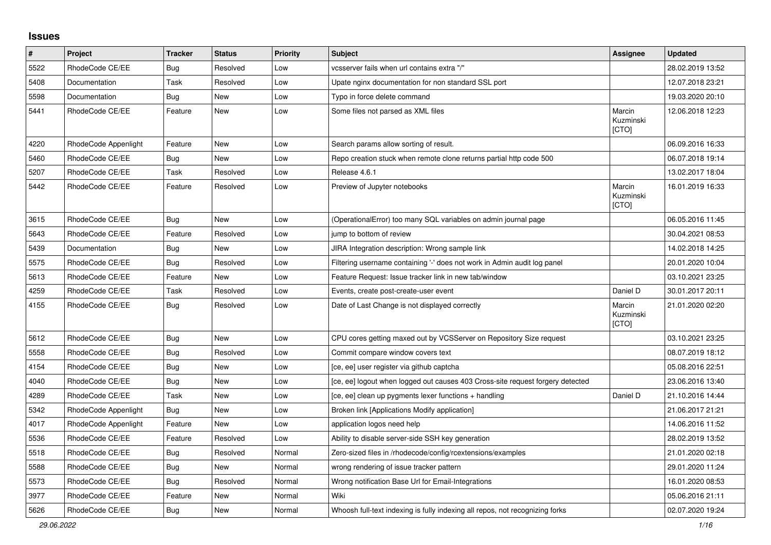## Issues

| # | Project | Tracker | Status | Priority | Subject | Assignee | Updated |
|---|---|---|---|---|---|---|---|
| 5522 | RhodeCode CE/EE | Bug | Resolved | Low | vcsserver fails when url contains extra "/" | | 28.02.2019 13:52 |
| 5408 | Documentation | Task | Resolved | Low | Upate nginx documentation for non standard SSL port | | 12.07.2018 23:21 |
| 5598 | Documentation | Bug | New | Low | Typo in force delete command | | 19.03.2020 20:10 |
| 5441 | RhodeCode CE/EE | Feature | New | Low | Some files not parsed as XML files | Marcin Kuzminski [CTO] | 12.06.2018 12:23 |
| 4220 | RhodeCode Appenlight | Feature | New | Low | Search params allow sorting of result. | | 06.09.2016 16:33 |
| 5460 | RhodeCode CE/EE | Bug | New | Low | Repo creation stuck when remote clone returns partial http code 500 | | 06.07.2018 19:14 |
| 5207 | RhodeCode CE/EE | Task | Resolved | Low | Release 4.6.1 | | 13.02.2017 18:04 |
| 5442 | RhodeCode CE/EE | Feature | Resolved | Low | Preview of Jupyter notebooks | Marcin Kuzminski [CTO] | 16.01.2019 16:33 |
| 3615 | RhodeCode CE/EE | Bug | New | Low | (OperationalError) too many SQL variables on admin journal page | | 06.05.2016 11:45 |
| 5643 | RhodeCode CE/EE | Feature | Resolved | Low | jump to bottom of review | | 30.04.2021 08:53 |
| 5439 | Documentation | Bug | New | Low | JIRA Integration description: Wrong sample link | | 14.02.2018 14:25 |
| 5575 | RhodeCode CE/EE | Bug | Resolved | Low | Filtering username containing '-' does not work in Admin audit log panel | | 20.01.2020 10:04 |
| 5613 | RhodeCode CE/EE | Feature | New | Low | Feature Request: Issue tracker link in new tab/window | | 03.10.2021 23:25 |
| 4259 | RhodeCode CE/EE | Task | Resolved | Low | Events, create post-create-user event | Daniel D | 30.01.2017 20:11 |
| 4155 | RhodeCode CE/EE | Bug | Resolved | Low | Date of Last Change is not displayed correctly | Marcin Kuzminski [CTO] | 21.01.2020 02:20 |
| 5612 | RhodeCode CE/EE | Bug | New | Low | CPU cores getting maxed out by VCSServer on Repository Size request | | 03.10.2021 23:25 |
| 5558 | RhodeCode CE/EE | Bug | Resolved | Low | Commit compare window covers text | | 08.07.2019 18:12 |
| 4154 | RhodeCode CE/EE | Bug | New | Low | [ce, ee] user register via github captcha | | 05.08.2016 22:51 |
| 4040 | RhodeCode CE/EE | Bug | New | Low | [ce, ee] logout when logged out causes 403 Cross-site request forgery detected | | 23.06.2016 13:40 |
| 4289 | RhodeCode CE/EE | Task | New | Low | [ce, ee] clean up pygments lexer functions + handling | Daniel D | 21.10.2016 14:44 |
| 5342 | RhodeCode Appenlight | Bug | New | Low | Broken link [Applications Modify application] | | 21.06.2017 21:21 |
| 4017 | RhodeCode Appenlight | Feature | New | Low | application logos need help | | 14.06.2016 11:52 |
| 5536 | RhodeCode CE/EE | Feature | Resolved | Low | Ability to disable server-side SSH key generation | | 28.02.2019 13:52 |
| 5518 | RhodeCode CE/EE | Bug | Resolved | Normal | Zero-sized files in /rhodecode/config/rcextensions/examples | | 21.01.2020 02:18 |
| 5588 | RhodeCode CE/EE | Bug | New | Normal | wrong rendering of issue tracker pattern | | 29.01.2020 11:24 |
| 5573 | RhodeCode CE/EE | Bug | Resolved | Normal | Wrong notification Base Url for Email-Integrations | | 16.01.2020 08:53 |
| 3977 | RhodeCode CE/EE | Feature | New | Normal | Wiki | | 05.06.2016 21:11 |
| 5626 | RhodeCode CE/EE | Bug | New | Normal | Whoosh full-text indexing is fully indexing all repos, not recognizing forks | | 02.07.2020 19:24 |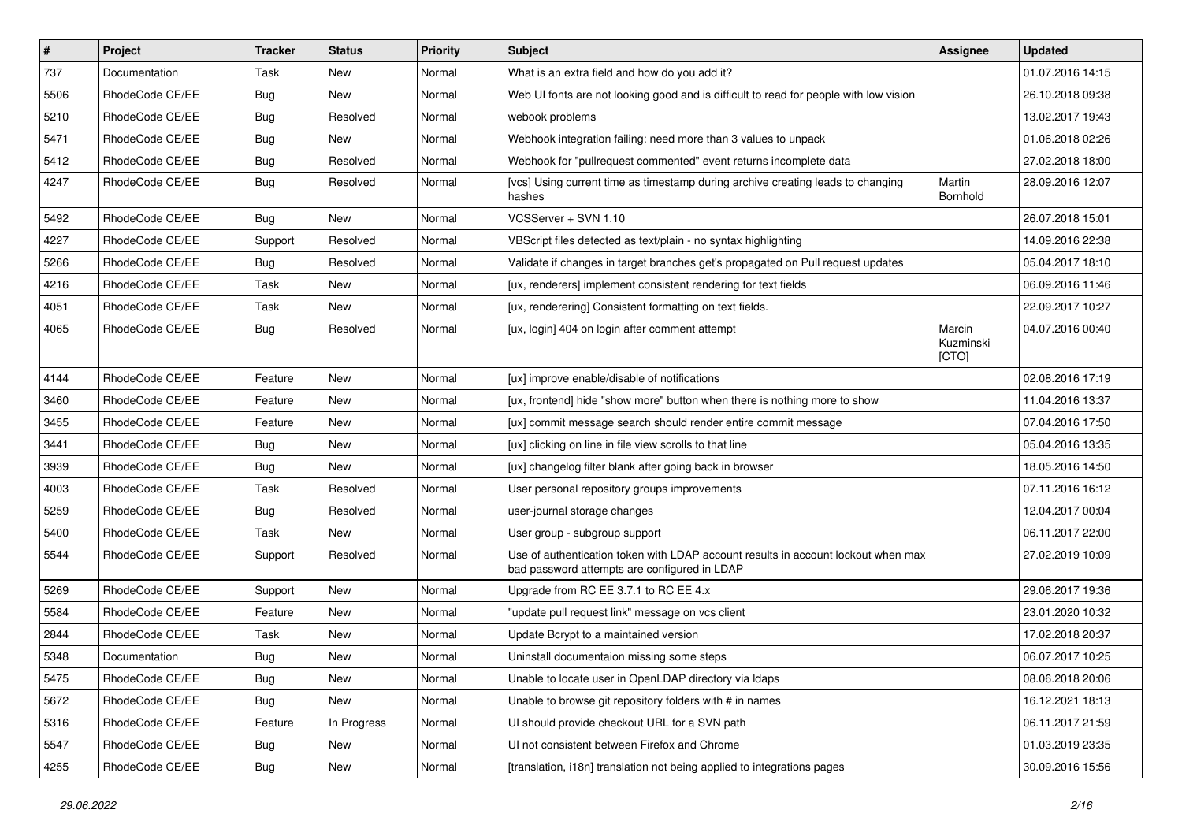| # | Project | Tracker | Status | Priority | Subject | Assignee | Updated |
|---|---|---|---|---|---|---|---|
| 737 | Documentation | Task | New | Normal | What is an extra field and how do you add it? | | 01.07.2016 14:15 |
| 5506 | RhodeCode CE/EE | Bug | New | Normal | Web UI fonts are not looking good and is difficult to read for people with low vision | | 26.10.2018 09:38 |
| 5210 | RhodeCode CE/EE | Bug | Resolved | Normal | webook problems | | 13.02.2017 19:43 |
| 5471 | RhodeCode CE/EE | Bug | New | Normal | Webhook integration failing: need more than 3 values to unpack | | 01.06.2018 02:26 |
| 5412 | RhodeCode CE/EE | Bug | Resolved | Normal | Webhook for "pullrequest commented" event returns incomplete data | | 27.02.2018 18:00 |
| 4247 | RhodeCode CE/EE | Bug | Resolved | Normal | [vcs] Using current time as timestamp during archive creating leads to changing hashes | Martin Bornhold | 28.09.2016 12:07 |
| 5492 | RhodeCode CE/EE | Bug | New | Normal | VCSServer + SVN 1.10 | | 26.07.2018 15:01 |
| 4227 | RhodeCode CE/EE | Support | Resolved | Normal | VBScript files detected as text/plain - no syntax highlighting | | 14.09.2016 22:38 |
| 5266 | RhodeCode CE/EE | Bug | Resolved | Normal | Validate if changes in target branches get's propagated on Pull request updates | | 05.04.2017 18:10 |
| 4216 | RhodeCode CE/EE | Task | New | Normal | [ux, renderers] implement consistent rendering for text fields | | 06.09.2016 11:46 |
| 4051 | RhodeCode CE/EE | Task | New | Normal | [ux, renderering] Consistent formatting on text fields. | | 22.09.2017 10:27 |
| 4065 | RhodeCode CE/EE | Bug | Resolved | Normal | [ux, login] 404 on login after comment attempt | Marcin Kuzminski [CTO] | 04.07.2016 00:40 |
| 4144 | RhodeCode CE/EE | Feature | New | Normal | [ux] improve enable/disable of notifications | | 02.08.2016 17:19 |
| 3460 | RhodeCode CE/EE | Feature | New | Normal | [ux, frontend] hide "show more" button when there is nothing more to show | | 11.04.2016 13:37 |
| 3455 | RhodeCode CE/EE | Feature | New | Normal | [ux] commit message search should render entire commit message | | 07.04.2016 17:50 |
| 3441 | RhodeCode CE/EE | Bug | New | Normal | [ux] clicking on line in file view scrolls to that line | | 05.04.2016 13:35 |
| 3939 | RhodeCode CE/EE | Bug | New | Normal | [ux] changelog filter blank after going back in browser | | 18.05.2016 14:50 |
| 4003 | RhodeCode CE/EE | Task | Resolved | Normal | User personal repository groups improvements | | 07.11.2016 16:12 |
| 5259 | RhodeCode CE/EE | Bug | Resolved | Normal | user-journal storage changes | | 12.04.2017 00:04 |
| 5400 | RhodeCode CE/EE | Task | New | Normal | User group - subgroup support | | 06.11.2017 22:00 |
| 5544 | RhodeCode CE/EE | Support | Resolved | Normal | Use of authentication token with LDAP account results in account lockout when max bad password attempts are configured in LDAP | | 27.02.2019 10:09 |
| 5269 | RhodeCode CE/EE | Support | New | Normal | Upgrade from RC EE 3.7.1 to RC EE 4.x | | 29.06.2017 19:36 |
| 5584 | RhodeCode CE/EE | Feature | New | Normal | "update pull request link" message on vcs client | | 23.01.2020 10:32 |
| 2844 | RhodeCode CE/EE | Task | New | Normal | Update Bcrypt to a maintained version | | 17.02.2018 20:37 |
| 5348 | Documentation | Bug | New | Normal | Uninstall documentaion missing some steps | | 06.07.2017 10:25 |
| 5475 | RhodeCode CE/EE | Bug | New | Normal | Unable to locate user in OpenLDAP directory via ldaps | | 08.06.2018 20:06 |
| 5672 | RhodeCode CE/EE | Bug | New | Normal | Unable to browse git repository folders with # in names | | 16.12.2021 18:13 |
| 5316 | RhodeCode CE/EE | Feature | In Progress | Normal | UI should provide checkout URL for a SVN path | | 06.11.2017 21:59 |
| 5547 | RhodeCode CE/EE | Bug | New | Normal | UI not consistent between Firefox and Chrome | | 01.03.2019 23:35 |
| 4255 | RhodeCode CE/EE | Bug | New | Normal | [translation, i18n] translation not being applied to integrations pages | | 30.09.2016 15:56 |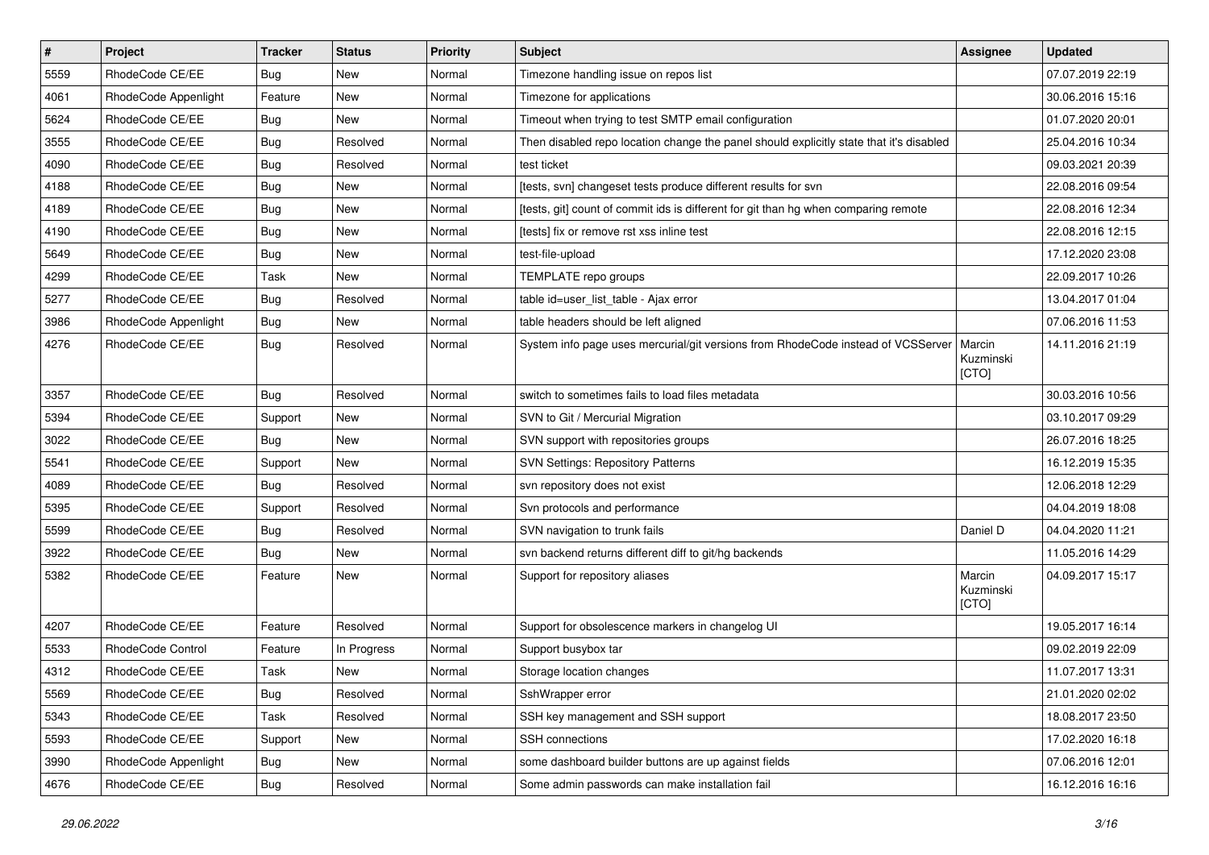| # | Project | Tracker | Status | Priority | Subject | Assignee | Updated |
|---|---|---|---|---|---|---|---|
| 5559 | RhodeCode CE/EE | Bug | New | Normal | Timezone handling issue on repos list | | 07.07.2019 22:19 |
| 4061 | RhodeCode Appenlight | Feature | New | Normal | Timezone for applications | | 30.06.2016 15:16 |
| 5624 | RhodeCode CE/EE | Bug | New | Normal | Timeout when trying to test SMTP email configuration | | 01.07.2020 20:01 |
| 3555 | RhodeCode CE/EE | Bug | Resolved | Normal | Then disabled repo location change the panel should explicitly state that it's disabled | | 25.04.2016 10:34 |
| 4090 | RhodeCode CE/EE | Bug | Resolved | Normal | test ticket | | 09.03.2021 20:39 |
| 4188 | RhodeCode CE/EE | Bug | New | Normal | [tests, svn] changeset tests produce different results for svn | | 22.08.2016 09:54 |
| 4189 | RhodeCode CE/EE | Bug | New | Normal | [tests, git] count of commit ids is different for git than hg when comparing remote | | 22.08.2016 12:34 |
| 4190 | RhodeCode CE/EE | Bug | New | Normal | [tests] fix or remove rst xss inline test | | 22.08.2016 12:15 |
| 5649 | RhodeCode CE/EE | Bug | New | Normal | test-file-upload | | 17.12.2020 23:08 |
| 4299 | RhodeCode CE/EE | Task | New | Normal | TEMPLATE repo groups | | 22.09.2017 10:26 |
| 5277 | RhodeCode CE/EE | Bug | Resolved | Normal | table id=user_list_table - Ajax error | | 13.04.2017 01:04 |
| 3986 | RhodeCode Appenlight | Bug | New | Normal | table headers should be left aligned | | 07.06.2016 11:53 |
| 4276 | RhodeCode CE/EE | Bug | Resolved | Normal | System info page uses mercurial/git versions from RhodeCode instead of VCSServer | Marcin Kuzminski [CTO] | 14.11.2016 21:19 |
| 3357 | RhodeCode CE/EE | Bug | Resolved | Normal | switch to sometimes fails to load files metadata | | 30.03.2016 10:56 |
| 5394 | RhodeCode CE/EE | Support | New | Normal | SVN to Git / Mercurial Migration | | 03.10.2017 09:29 |
| 3022 | RhodeCode CE/EE | Bug | New | Normal | SVN support with repositories groups | | 26.07.2016 18:25 |
| 5541 | RhodeCode CE/EE | Support | New | Normal | SVN Settings: Repository Patterns | | 16.12.2019 15:35 |
| 4089 | RhodeCode CE/EE | Bug | Resolved | Normal | svn repository does not exist | | 12.06.2018 12:29 |
| 5395 | RhodeCode CE/EE | Support | Resolved | Normal | Svn protocols and performance | | 04.04.2019 18:08 |
| 5599 | RhodeCode CE/EE | Bug | Resolved | Normal | SVN navigation to trunk fails | Daniel D | 04.04.2020 11:21 |
| 3922 | RhodeCode CE/EE | Bug | New | Normal | svn backend returns different diff to git/hg backends | | 11.05.2016 14:29 |
| 5382 | RhodeCode CE/EE | Feature | New | Normal | Support for repository aliases | Marcin Kuzminski [CTO] | 04.09.2017 15:17 |
| 4207 | RhodeCode CE/EE | Feature | Resolved | Normal | Support for obsolescence markers in changelog UI | | 19.05.2017 16:14 |
| 5533 | RhodeCode Control | Feature | In Progress | Normal | Support busybox tar | | 09.02.2019 22:09 |
| 4312 | RhodeCode CE/EE | Task | New | Normal | Storage location changes | | 11.07.2017 13:31 |
| 5569 | RhodeCode CE/EE | Bug | Resolved | Normal | SshWrapper error | | 21.01.2020 02:02 |
| 5343 | RhodeCode CE/EE | Task | Resolved | Normal | SSH key management and SSH support | | 18.08.2017 23:50 |
| 5593 | RhodeCode CE/EE | Support | New | Normal | SSH connections | | 17.02.2020 16:18 |
| 3990 | RhodeCode Appenlight | Bug | New | Normal | some dashboard builder buttons are up against fields | | 07.06.2016 12:01 |
| 4676 | RhodeCode CE/EE | Bug | Resolved | Normal | Some admin passwords can make installation fail | | 16.12.2016 16:16 |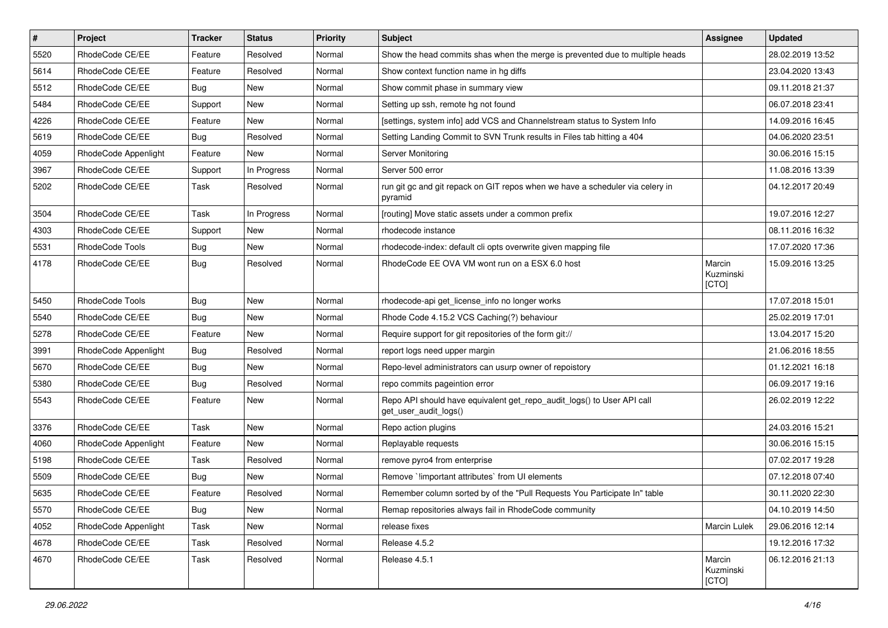| # | Project | Tracker | Status | Priority | Subject | Assignee | Updated |
| --- | --- | --- | --- | --- | --- | --- | --- |
| 5520 | RhodeCode CE/EE | Feature | Resolved | Normal | Show the head commits shas when the merge is prevented due to multiple heads | | 28.02.2019 13:52 |
| 5614 | RhodeCode CE/EE | Feature | Resolved | Normal | Show context function name in hg diffs | | 23.04.2020 13:43 |
| 5512 | RhodeCode CE/EE | Bug | New | Normal | Show commit phase in summary view | | 09.11.2018 21:37 |
| 5484 | RhodeCode CE/EE | Support | New | Normal | Setting up ssh, remote hg not found | | 06.07.2018 23:41 |
| 4226 | RhodeCode CE/EE | Feature | New | Normal | [settings, system info] add VCS and Channelstream status to System Info | | 14.09.2016 16:45 |
| 5619 | RhodeCode CE/EE | Bug | Resolved | Normal | Setting Landing Commit to SVN Trunk results in Files tab hitting a 404 | | 04.06.2020 23:51 |
| 4059 | RhodeCode Appenlight | Feature | New | Normal | Server Monitoring | | 30.06.2016 15:15 |
| 3967 | RhodeCode CE/EE | Support | In Progress | Normal | Server 500 error | | 11.08.2016 13:39 |
| 5202 | RhodeCode CE/EE | Task | Resolved | Normal | run git gc and git repack on GIT repos when we have a scheduler via celery in pyramid | | 04.12.2017 20:49 |
| 3504 | RhodeCode CE/EE | Task | In Progress | Normal | [routing] Move static assets under a common prefix | | 19.07.2016 12:27 |
| 4303 | RhodeCode CE/EE | Support | New | Normal | rhodecode instance | | 08.11.2016 16:32 |
| 5531 | RhodeCode Tools | Bug | New | Normal | rhodecode-index: default cli opts overwrite given mapping file | | 17.07.2020 17:36 |
| 4178 | RhodeCode CE/EE | Bug | Resolved | Normal | RhodeCode EE OVA VM wont run on a ESX 6.0 host | Marcin Kuzminski [CTO] | 15.09.2016 13:25 |
| 5450 | RhodeCode Tools | Bug | New | Normal | rhodecode-api get_license_info no longer works | | 17.07.2018 15:01 |
| 5540 | RhodeCode CE/EE | Bug | New | Normal | Rhode Code 4.15.2 VCS Caching(?) behaviour | | 25.02.2019 17:01 |
| 5278 | RhodeCode CE/EE | Feature | New | Normal | Require support for git repositories of the form git:// | | 13.04.2017 15:20 |
| 3991 | RhodeCode Appenlight | Bug | Resolved | Normal | report logs need upper margin | | 21.06.2016 18:55 |
| 5670 | RhodeCode CE/EE | Bug | New | Normal | Repo-level administrators can usurp owner of repoistory | | 01.12.2021 16:18 |
| 5380 | RhodeCode CE/EE | Bug | Resolved | Normal | repo commits pageintion error | | 06.09.2017 19:16 |
| 5543 | RhodeCode CE/EE | Feature | New | Normal | Repo API should have equivalent get_repo_audit_logs() to User API call get_user_audit_logs() | | 26.02.2019 12:22 |
| 3376 | RhodeCode CE/EE | Task | New | Normal | Repo action plugins | | 24.03.2016 15:21 |
| 4060 | RhodeCode Appenlight | Feature | New | Normal | Replayable requests | | 30.06.2016 15:15 |
| 5198 | RhodeCode CE/EE | Task | Resolved | Normal | remove pyro4 from enterprise | | 07.02.2017 19:28 |
| 5509 | RhodeCode CE/EE | Bug | New | Normal | Remove `!important attributes` from UI elements | | 07.12.2018 07:40 |
| 5635 | RhodeCode CE/EE | Feature | Resolved | Normal | Remember column sorted by of the "Pull Requests You Participate In" table | | 30.11.2020 22:30 |
| 5570 | RhodeCode CE/EE | Bug | New | Normal | Remap repositories always fail in RhodeCode community | | 04.10.2019 14:50 |
| 4052 | RhodeCode Appenlight | Task | New | Normal | release fixes | Marcin Lulek | 29.06.2016 12:14 |
| 4678 | RhodeCode CE/EE | Task | Resolved | Normal | Release 4.5.2 | | 19.12.2016 17:32 |
| 4670 | RhodeCode CE/EE | Task | Resolved | Normal | Release 4.5.1 | Marcin Kuzminski [CTO] | 06.12.2016 21:13 |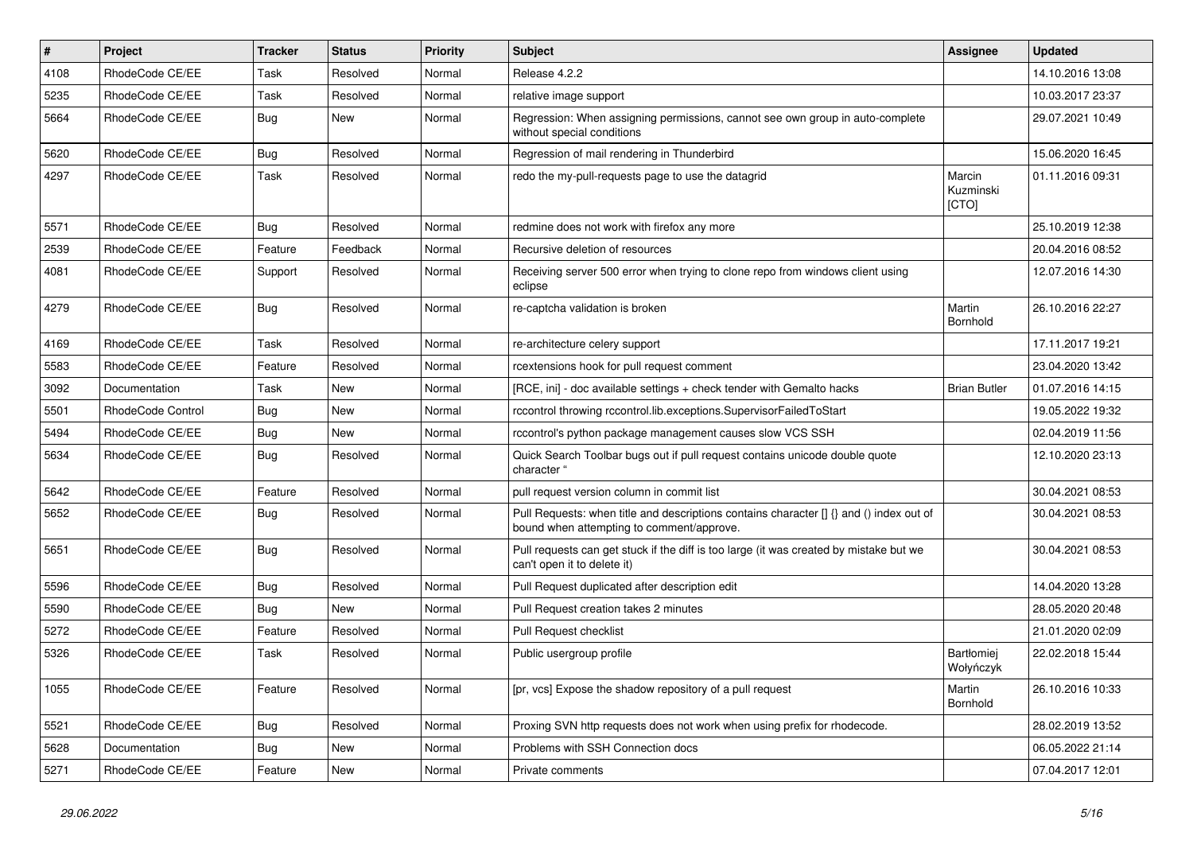| # | Project | Tracker | Status | Priority | Subject | Assignee | Updated |
|---|---|---|---|---|---|---|---|
| 4108 | RhodeCode CE/EE | Task | Resolved | Normal | Release 4.2.2 | | 14.10.2016 13:08 |
| 5235 | RhodeCode CE/EE | Task | Resolved | Normal | relative image support | | 10.03.2017 23:37 |
| 5664 | RhodeCode CE/EE | Bug | New | Normal | Regression: When assigning permissions, cannot see own group in auto-complete without special conditions | | 29.07.2021 10:49 |
| 5620 | RhodeCode CE/EE | Bug | Resolved | Normal | Regression of mail rendering in Thunderbird | | 15.06.2020 16:45 |
| 4297 | RhodeCode CE/EE | Task | Resolved | Normal | redo the my-pull-requests page to use the datagrid | Marcin Kuzminski [CTO] | 01.11.2016 09:31 |
| 5571 | RhodeCode CE/EE | Bug | Resolved | Normal | redmine does not work with firefox any more | | 25.10.2019 12:38 |
| 2539 | RhodeCode CE/EE | Feature | Feedback | Normal | Recursive deletion of resources | | 20.04.2016 08:52 |
| 4081 | RhodeCode CE/EE | Support | Resolved | Normal | Receiving server 500 error when trying to clone repo from windows client using eclipse | | 12.07.2016 14:30 |
| 4279 | RhodeCode CE/EE | Bug | Resolved | Normal | re-captcha validation is broken | Martin Bornhold | 26.10.2016 22:27 |
| 4169 | RhodeCode CE/EE | Task | Resolved | Normal | re-architecture celery support | | 17.11.2017 19:21 |
| 5583 | RhodeCode CE/EE | Feature | Resolved | Normal | rcextensions hook for pull request comment | | 23.04.2020 13:42 |
| 3092 | Documentation | Task | New | Normal | [RCE, ini] - doc available settings + check tender with Gemalto hacks | Brian Butler | 01.07.2016 14:15 |
| 5501 | RhodeCode Control | Bug | New | Normal | rccontrol throwing rccontrol.lib.exceptions.SupervisorFailedToStart | | 19.05.2022 19:32 |
| 5494 | RhodeCode CE/EE | Bug | New | Normal | rccontrol's python package management causes slow VCS SSH | | 02.04.2019 11:56 |
| 5634 | RhodeCode CE/EE | Bug | Resolved | Normal | Quick Search Toolbar bugs out if pull request contains unicode double quote character " | | 12.10.2020 23:13 |
| 5642 | RhodeCode CE/EE | Feature | Resolved | Normal | pull request version column in commit list | | 30.04.2021 08:53 |
| 5652 | RhodeCode CE/EE | Bug | Resolved | Normal | Pull Requests: when title and descriptions contains character [] {} and () index out of bound when attempting to comment/approve. | | 30.04.2021 08:53 |
| 5651 | RhodeCode CE/EE | Bug | Resolved | Normal | Pull requests can get stuck if the diff is too large (it was created by mistake but we can't open it to delete it) | | 30.04.2021 08:53 |
| 5596 | RhodeCode CE/EE | Bug | Resolved | Normal | Pull Request duplicated after description edit | | 14.04.2020 13:28 |
| 5590 | RhodeCode CE/EE | Bug | New | Normal | Pull Request creation takes 2 minutes | | 28.05.2020 20:48 |
| 5272 | RhodeCode CE/EE | Feature | Resolved | Normal | Pull Request checklist | | 21.01.2020 02:09 |
| 5326 | RhodeCode CE/EE | Task | Resolved | Normal | Public usergroup profile | Bartłomiej Wołyńczyk | 22.02.2018 15:44 |
| 1055 | RhodeCode CE/EE | Feature | Resolved | Normal | [pr, vcs] Expose the shadow repository of a pull request | Martin Bornhold | 26.10.2016 10:33 |
| 5521 | RhodeCode CE/EE | Bug | Resolved | Normal | Proxing SVN http requests does not work when using prefix for rhodecode. | | 28.02.2019 13:52 |
| 5628 | Documentation | Bug | New | Normal | Problems with SSH Connection docs | | 06.05.2022 21:14 |
| 5271 | RhodeCode CE/EE | Feature | New | Normal | Private comments | | 07.04.2017 12:01 |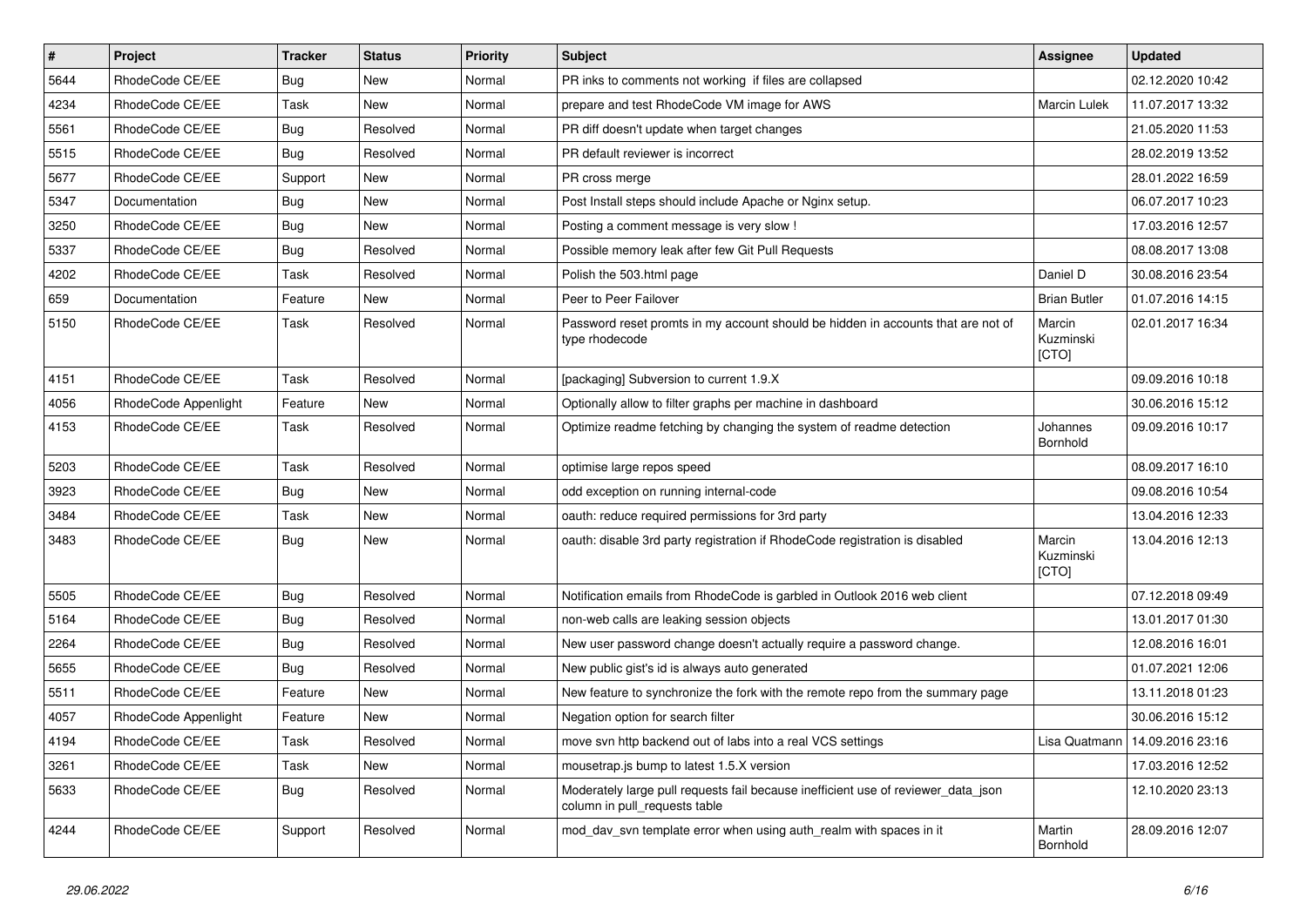| # | Project | Tracker | Status | Priority | Subject | Assignee | Updated |
|---|---|---|---|---|---|---|---|
| 5644 | RhodeCode CE/EE | Bug | New | Normal | PR inks to comments not working if files are collapsed | | 02.12.2020 10:42 |
| 4234 | RhodeCode CE/EE | Task | New | Normal | prepare and test RhodeCode VM image for AWS | Marcin Lulek | 11.07.2017 13:32 |
| 5561 | RhodeCode CE/EE | Bug | Resolved | Normal | PR diff doesn't update when target changes | | 21.05.2020 11:53 |
| 5515 | RhodeCode CE/EE | Bug | Resolved | Normal | PR default reviewer is incorrect | | 28.02.2019 13:52 |
| 5677 | RhodeCode CE/EE | Support | New | Normal | PR cross merge | | 28.01.2022 16:59 |
| 5347 | Documentation | Bug | New | Normal | Post Install steps should include Apache or Nginx setup. | | 06.07.2017 10:23 |
| 3250 | RhodeCode CE/EE | Bug | New | Normal | Posting a comment message is very slow ! | | 17.03.2016 12:57 |
| 5337 | RhodeCode CE/EE | Bug | Resolved | Normal | Possible memory leak after few Git Pull Requests | | 08.08.2017 13:08 |
| 4202 | RhodeCode CE/EE | Task | Resolved | Normal | Polish the 503.html page | Daniel D | 30.08.2016 23:54 |
| 659 | Documentation | Feature | New | Normal | Peer to Peer Failover | Brian Butler | 01.07.2016 14:15 |
| 5150 | RhodeCode CE/EE | Task | Resolved | Normal | Password reset promts in my account should be hidden in accounts that are not of type rhodecode | Marcin Kuzminski [CTO] | 02.01.2017 16:34 |
| 4151 | RhodeCode CE/EE | Task | Resolved | Normal | [packaging] Subversion to current 1.9.X | | 09.09.2016 10:18 |
| 4056 | RhodeCode Appenlight | Feature | New | Normal | Optionally allow to filter graphs per machine in dashboard | | 30.06.2016 15:12 |
| 4153 | RhodeCode CE/EE | Task | Resolved | Normal | Optimize readme fetching by changing the system of readme detection | Johannes Bornhold | 09.09.2016 10:17 |
| 5203 | RhodeCode CE/EE | Task | Resolved | Normal | optimise large repos speed | | 08.09.2017 16:10 |
| 3923 | RhodeCode CE/EE | Bug | New | Normal | odd exception on running internal-code | | 09.08.2016 10:54 |
| 3484 | RhodeCode CE/EE | Task | New | Normal | oauth: reduce required permissions for 3rd party | | 13.04.2016 12:33 |
| 3483 | RhodeCode CE/EE | Bug | New | Normal | oauth: disable 3rd party registration if RhodeCode registration is disabled | Marcin Kuzminski [CTO] | 13.04.2016 12:13 |
| 5505 | RhodeCode CE/EE | Bug | Resolved | Normal | Notification emails from RhodeCode is garbled in Outlook 2016 web client | | 07.12.2018 09:49 |
| 5164 | RhodeCode CE/EE | Bug | Resolved | Normal | non-web calls are leaking session objects | | 13.01.2017 01:30 |
| 2264 | RhodeCode CE/EE | Bug | Resolved | Normal | New user password change doesn't actually require a password change. | | 12.08.2016 16:01 |
| 5655 | RhodeCode CE/EE | Bug | Resolved | Normal | New public gist's id is always auto generated | | 01.07.2021 12:06 |
| 5511 | RhodeCode CE/EE | Feature | New | Normal | New feature to synchronize the fork with the remote repo from the summary page | | 13.11.2018 01:23 |
| 4057 | RhodeCode Appenlight | Feature | New | Normal | Negation option for search filter | | 30.06.2016 15:12 |
| 4194 | RhodeCode CE/EE | Task | Resolved | Normal | move svn http backend out of labs into a real VCS settings | Lisa Quatmann | 14.09.2016 23:16 |
| 3261 | RhodeCode CE/EE | Task | New | Normal | mousetrap.js bump to latest 1.5.X version | | 17.03.2016 12:52 |
| 5633 | RhodeCode CE/EE | Bug | Resolved | Normal | Moderately large pull requests fail because inefficient use of reviewer_data_json column in pull_requests table | | 12.10.2020 23:13 |
| 4244 | RhodeCode CE/EE | Support | Resolved | Normal | mod_dav_svn template error when using auth_realm with spaces in it | Martin Bornhold | 28.09.2016 12:07 |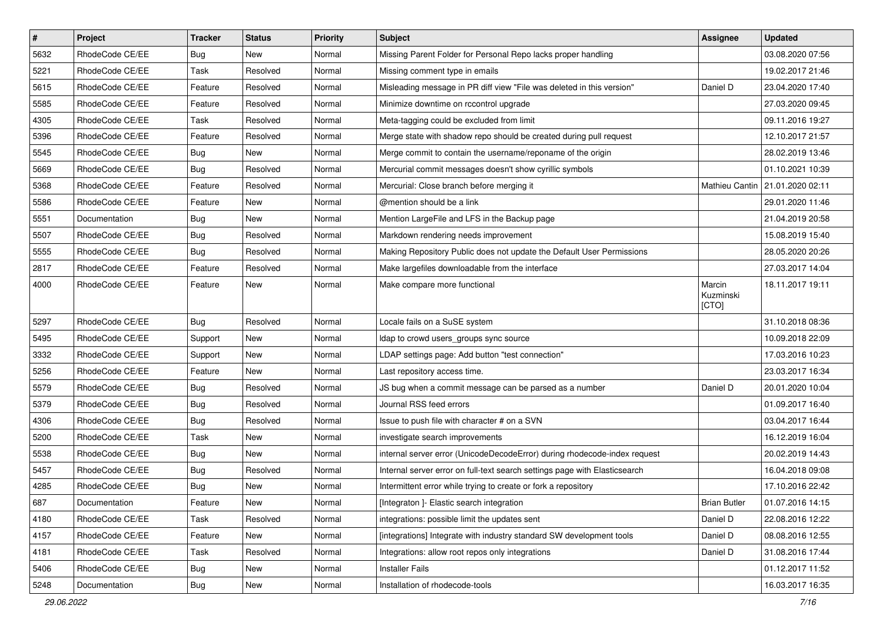| # | Project | Tracker | Status | Priority | Subject | Assignee | Updated |
| --- | --- | --- | --- | --- | --- | --- | --- |
| 5632 | RhodeCode CE/EE | Bug | New | Normal | Missing Parent Folder for Personal Repo lacks proper handling | | 03.08.2020 07:56 |
| 5221 | RhodeCode CE/EE | Task | Resolved | Normal | Missing comment type in emails | | 19.02.2017 21:46 |
| 5615 | RhodeCode CE/EE | Feature | Resolved | Normal | Misleading message in PR diff view "File was deleted in this version" | Daniel D | 23.04.2020 17:40 |
| 5585 | RhodeCode CE/EE | Feature | Resolved | Normal | Minimize downtime on rccontrol upgrade | | 27.03.2020 09:45 |
| 4305 | RhodeCode CE/EE | Task | Resolved | Normal | Meta-tagging could be excluded from limit | | 09.11.2016 19:27 |
| 5396 | RhodeCode CE/EE | Feature | Resolved | Normal | Merge state with shadow repo should be created during pull request | | 12.10.2017 21:57 |
| 5545 | RhodeCode CE/EE | Bug | New | Normal | Merge commit to contain the username/reponame of the origin | | 28.02.2019 13:46 |
| 5669 | RhodeCode CE/EE | Bug | Resolved | Normal | Mercurial commit messages doesn't show cyrillic symbols | | 01.10.2021 10:39 |
| 5368 | RhodeCode CE/EE | Feature | Resolved | Normal | Mercurial: Close branch before merging it | Mathieu Cantin | 21.01.2020 02:11 |
| 5586 | RhodeCode CE/EE | Feature | New | Normal | @mention should be a link | | 29.01.2020 11:46 |
| 5551 | Documentation | Bug | New | Normal | Mention LargeFile and LFS in the Backup page | | 21.04.2019 20:58 |
| 5507 | RhodeCode CE/EE | Bug | Resolved | Normal | Markdown rendering needs improvement | | 15.08.2019 15:40 |
| 5555 | RhodeCode CE/EE | Bug | Resolved | Normal | Making Repository Public does not update the Default User Permissions | | 28.05.2020 20:26 |
| 2817 | RhodeCode CE/EE | Feature | Resolved | Normal | Make largefiles downloadable from the interface | | 27.03.2017 14:04 |
| 4000 | RhodeCode CE/EE | Feature | New | Normal | Make compare more functional | Marcin Kuzminski [CTO] | 18.11.2017 19:11 |
| 5297 | RhodeCode CE/EE | Bug | Resolved | Normal | Locale fails on a SuSE system | | 31.10.2018 08:36 |
| 5495 | RhodeCode CE/EE | Support | New | Normal | ldap to crowd users_groups sync source | | 10.09.2018 22:09 |
| 3332 | RhodeCode CE/EE | Support | New | Normal | LDAP settings page: Add button "test connection" | | 17.03.2016 10:23 |
| 5256 | RhodeCode CE/EE | Feature | New | Normal | Last repository access time. | | 23.03.2017 16:34 |
| 5579 | RhodeCode CE/EE | Bug | Resolved | Normal | JS bug when a commit message can be parsed as a number | Daniel D | 20.01.2020 10:04 |
| 5379 | RhodeCode CE/EE | Bug | Resolved | Normal | Journal RSS feed errors | | 01.09.2017 16:40 |
| 4306 | RhodeCode CE/EE | Bug | Resolved | Normal | Issue to push file with character # on a SVN | | 03.04.2017 16:44 |
| 5200 | RhodeCode CE/EE | Task | New | Normal | investigate search improvements | | 16.12.2019 16:04 |
| 5538 | RhodeCode CE/EE | Bug | New | Normal | internal server error (UnicodeDecodeError) during rhodecode-index request | | 20.02.2019 14:43 |
| 5457 | RhodeCode CE/EE | Bug | Resolved | Normal | Internal server error on full-text search settings page with Elasticsearch | | 16.04.2018 09:08 |
| 4285 | RhodeCode CE/EE | Bug | New | Normal | Intermittent error while trying to create or fork a repository | | 17.10.2016 22:42 |
| 687 | Documentation | Feature | New | Normal | [Integraton ]- Elastic search integration | Brian Butler | 01.07.2016 14:15 |
| 4180 | RhodeCode CE/EE | Task | Resolved | Normal | integrations: possible limit the updates sent | Daniel D | 22.08.2016 12:22 |
| 4157 | RhodeCode CE/EE | Feature | New | Normal | [integrations] Integrate with industry standard SW development tools | Daniel D | 08.08.2016 12:55 |
| 4181 | RhodeCode CE/EE | Task | Resolved | Normal | Integrations: allow root repos only integrations | Daniel D | 31.08.2016 17:44 |
| 5406 | RhodeCode CE/EE | Bug | New | Normal | Installer Fails | | 01.12.2017 11:52 |
| 5248 | Documentation | Bug | New | Normal | Installation of rhodecode-tools | | 16.03.2017 16:35 |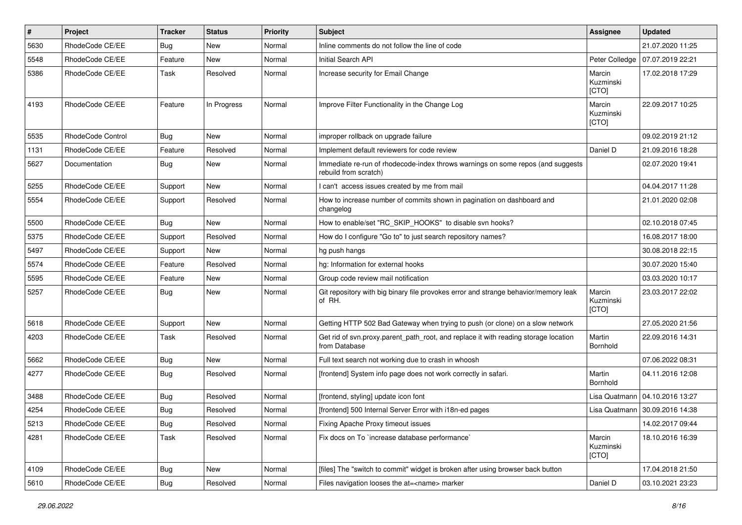| # | Project | Tracker | Status | Priority | Subject | Assignee | Updated |
|---|---|---|---|---|---|---|---|
| 5630 | RhodeCode CE/EE | Bug | New | Normal | Inline comments do not follow the line of code | | 21.07.2020 11:25 |
| 5548 | RhodeCode CE/EE | Feature | New | Normal | Initial Search API | Peter Colledge | 07.07.2019 22:21 |
| 5386 | RhodeCode CE/EE | Task | Resolved | Normal | Increase security for Email Change | Marcin Kuzminski [CTO] | 17.02.2018 17:29 |
| 4193 | RhodeCode CE/EE | Feature | In Progress | Normal | Improve Filter Functionality in the Change Log | Marcin Kuzminski [CTO] | 22.09.2017 10:25 |
| 5535 | RhodeCode Control | Bug | New | Normal | improper rollback on upgrade failure | | 09.02.2019 21:12 |
| 1131 | RhodeCode CE/EE | Feature | Resolved | Normal | Implement default reviewers for code review | Daniel D | 21.09.2016 18:28 |
| 5627 | Documentation | Bug | New | Normal | Immediate re-run of rhodecode-index throws warnings on some repos (and suggests rebuild from scratch) | | 02.07.2020 19:41 |
| 5255 | RhodeCode CE/EE | Support | New | Normal | I can't access issues created by me from mail | | 04.04.2017 11:28 |
| 5554 | RhodeCode CE/EE | Support | Resolved | Normal | How to increase number of commits shown in pagination on dashboard and changelog | | 21.01.2020 02:08 |
| 5500 | RhodeCode CE/EE | Bug | New | Normal | How to enable/set "RC_SKIP_HOOKS" to disable svn hooks? | | 02.10.2018 07:45 |
| 5375 | RhodeCode CE/EE | Support | Resolved | Normal | How do I configure "Go to" to just search repository names? | | 16.08.2017 18:00 |
| 5497 | RhodeCode CE/EE | Support | New | Normal | hg push hangs | | 30.08.2018 22:15 |
| 5574 | RhodeCode CE/EE | Feature | Resolved | Normal | hg: Information for external hooks | | 30.07.2020 15:40 |
| 5595 | RhodeCode CE/EE | Feature | New | Normal | Group code review mail notification | | 03.03.2020 10:17 |
| 5257 | RhodeCode CE/EE | Bug | New | Normal | Git repository with big binary file provokes error and strange behavior/memory leak of RH. | Marcin Kuzminski [CTO] | 23.03.2017 22:02 |
| 5618 | RhodeCode CE/EE | Support | New | Normal | Getting HTTP 502 Bad Gateway when trying to push (or clone) on a slow network | | 27.05.2020 21:56 |
| 4203 | RhodeCode CE/EE | Task | Resolved | Normal | Get rid of svn.proxy.parent_path_root, and replace it with reading storage location from Database | Martin Bornhold | 22.09.2016 14:31 |
| 5662 | RhodeCode CE/EE | Bug | New | Normal | Full text search not working due to crash in whoosh | | 07.06.2022 08:31 |
| 4277 | RhodeCode CE/EE | Bug | Resolved | Normal | [frontend] System info page does not work correctly in safari. | Martin Bornhold | 04.11.2016 12:08 |
| 3488 | RhodeCode CE/EE | Bug | Resolved | Normal | [frontend, styling] update icon font | Lisa Quatmann | 04.10.2016 13:27 |
| 4254 | RhodeCode CE/EE | Bug | Resolved | Normal | [frontend] 500 Internal Server Error with i18n-ed pages | Lisa Quatmann | 30.09.2016 14:38 |
| 5213 | RhodeCode CE/EE | Bug | Resolved | Normal | Fixing Apache Proxy timeout issues | | 14.02.2017 09:44 |
| 4281 | RhodeCode CE/EE | Task | Resolved | Normal | Fix docs on To `increase database performance` | Marcin Kuzminski [CTO] | 18.10.2016 16:39 |
| 4109 | RhodeCode CE/EE | Bug | New | Normal | [files] The "switch to commit" widget is broken after using browser back button | | 17.04.2018 21:50 |
| 5610 | RhodeCode CE/EE | Bug | Resolved | Normal | Files navigation looses the at=<name> marker | Daniel D | 03.10.2021 23:23 |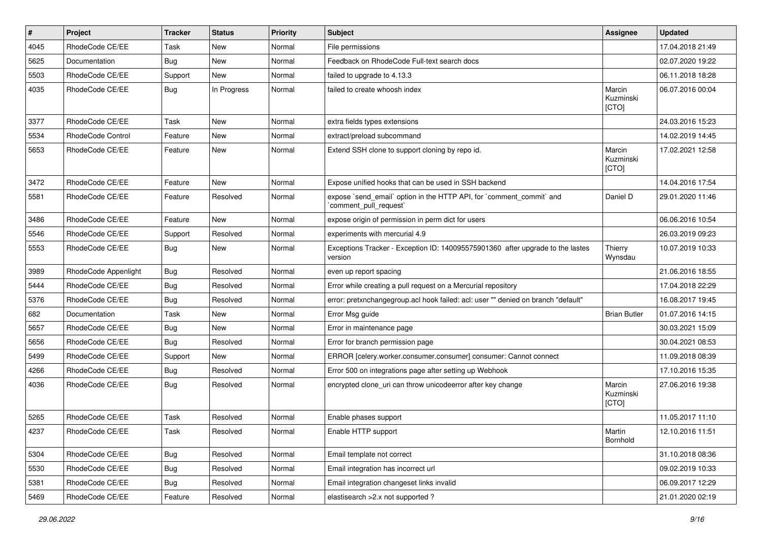| # | Project | Tracker | Status | Priority | Subject | Assignee | Updated |
| --- | --- | --- | --- | --- | --- | --- | --- |
| 4045 | RhodeCode CE/EE | Task | New | Normal | File permissions | | 17.04.2018 21:49 |
| 5625 | Documentation | Bug | New | Normal | Feedback on RhodeCode Full-text search docs | | 02.07.2020 19:22 |
| 5503 | RhodeCode CE/EE | Support | New | Normal | failed to upgrade to 4.13.3 | | 06.11.2018 18:28 |
| 4035 | RhodeCode CE/EE | Bug | In Progress | Normal | failed to create whoosh index | Marcin Kuzminski [CTO] | 06.07.2016 00:04 |
| 3377 | RhodeCode CE/EE | Task | New | Normal | extra fields types extensions | | 24.03.2016 15:23 |
| 5534 | RhodeCode Control | Feature | New | Normal | extract/preload subcommand | | 14.02.2019 14:45 |
| 5653 | RhodeCode CE/EE | Feature | New | Normal | Extend SSH clone to support cloning by repo id. | Marcin Kuzminski [CTO] | 17.02.2021 12:58 |
| 3472 | RhodeCode CE/EE | Feature | New | Normal | Expose unified hooks that can be used in SSH backend | | 14.04.2016 17:54 |
| 5581 | RhodeCode CE/EE | Feature | Resolved | Normal | expose `send_email` option in the HTTP API, for `comment_commit` and `comment_pull_request` | Daniel D | 29.01.2020 11:46 |
| 3486 | RhodeCode CE/EE | Feature | New | Normal | expose origin of permission in perm dict for users | | 06.06.2016 10:54 |
| 5546 | RhodeCode CE/EE | Support | Resolved | Normal | experiments with mercurial 4.9 | | 26.03.2019 09:23 |
| 5553 | RhodeCode CE/EE | Bug | New | Normal | Exceptions Tracker - Exception ID: 140095575901360 after upgrade to the lastes version | Thierry Wynsdau | 10.07.2019 10:33 |
| 3989 | RhodeCode Appenlight | Bug | Resolved | Normal | even up report spacing | | 21.06.2016 18:55 |
| 5444 | RhodeCode CE/EE | Bug | Resolved | Normal | Error while creating a pull request on a Mercurial repository | | 17.04.2018 22:29 |
| 5376 | RhodeCode CE/EE | Bug | Resolved | Normal | error: pretxnchangegroup.acl hook failed: acl: user "" denied on branch "default" | | 16.08.2017 19:45 |
| 682 | Documentation | Task | New | Normal | Error Msg guide | Brian Butler | 01.07.2016 14:15 |
| 5657 | RhodeCode CE/EE | Bug | New | Normal | Error in maintenance page | | 30.03.2021 15:09 |
| 5656 | RhodeCode CE/EE | Bug | Resolved | Normal | Error for branch permission page | | 30.04.2021 08:53 |
| 5499 | RhodeCode CE/EE | Support | New | Normal | ERROR [celery.worker.consumer.consumer] consumer: Cannot connect | | 11.09.2018 08:39 |
| 4266 | RhodeCode CE/EE | Bug | Resolved | Normal | Error 500 on integrations page after setting up Webhook | | 17.10.2016 15:35 |
| 4036 | RhodeCode CE/EE | Bug | Resolved | Normal | encrypted clone_uri can throw unicodeerror after key change | Marcin Kuzminski [CTO] | 27.06.2016 19:38 |
| 5265 | RhodeCode CE/EE | Task | Resolved | Normal | Enable phases support | | 11.05.2017 11:10 |
| 4237 | RhodeCode CE/EE | Task | Resolved | Normal | Enable HTTP support | Martin Bornhold | 12.10.2016 11:51 |
| 5304 | RhodeCode CE/EE | Bug | Resolved | Normal | Email template not correct | | 31.10.2018 08:36 |
| 5530 | RhodeCode CE/EE | Bug | Resolved | Normal | Email integration has incorrect url | | 09.02.2019 10:33 |
| 5381 | RhodeCode CE/EE | Bug | Resolved | Normal | Email integration changeset links invalid | | 06.09.2017 12:29 |
| 5469 | RhodeCode CE/EE | Feature | Resolved | Normal | elastisearch >2.x not supported ? | | 21.01.2020 02:19 |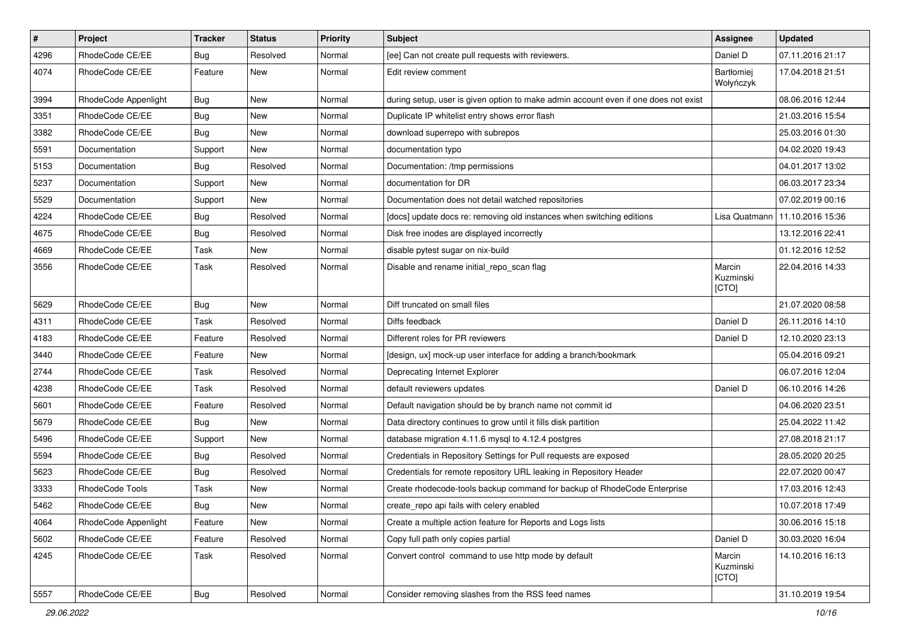| # | Project | Tracker | Status | Priority | Subject | Assignee | Updated |
|---|---|---|---|---|---|---|---|
| 4296 | RhodeCode CE/EE | Bug | Resolved | Normal | [ee] Can not create pull requests with reviewers. | Daniel D | 07.11.2016 21:17 |
| 4074 | RhodeCode CE/EE | Feature | New | Normal | Edit review comment | Bartłomiej Wołyńczyk | 17.04.2018 21:51 |
| 3994 | RhodeCode Appenlight | Bug | New | Normal | during setup, user is given option to make admin account even if one does not exist | | 08.06.2016 12:44 |
| 3351 | RhodeCode CE/EE | Bug | New | Normal | Duplicate IP whitelist entry shows error flash | | 21.03.2016 15:54 |
| 3382 | RhodeCode CE/EE | Bug | New | Normal | download superrepo with subrepos | | 25.03.2016 01:30 |
| 5591 | Documentation | Support | New | Normal | documentation typo | | 04.02.2020 19:43 |
| 5153 | Documentation | Bug | Resolved | Normal | Documentation: /tmp permissions | | 04.01.2017 13:02 |
| 5237 | Documentation | Support | New | Normal | documentation for DR | | 06.03.2017 23:34 |
| 5529 | Documentation | Support | New | Normal | Documentation does not detail watched repositories | | 07.02.2019 00:16 |
| 4224 | RhodeCode CE/EE | Bug | Resolved | Normal | [docs] update docs re: removing old instances when switching editions | Lisa Quatmann | 11.10.2016 15:36 |
| 4675 | RhodeCode CE/EE | Bug | Resolved | Normal | Disk free inodes are displayed incorrectly | | 13.12.2016 22:41 |
| 4669 | RhodeCode CE/EE | Task | New | Normal | disable pytest sugar on nix-build | | 01.12.2016 12:52 |
| 3556 | RhodeCode CE/EE | Task | Resolved | Normal | Disable and rename initial_repo_scan flag | Marcin Kuzminski [CTO] | 22.04.2016 14:33 |
| 5629 | RhodeCode CE/EE | Bug | New | Normal | Diff truncated on small files | | 21.07.2020 08:58 |
| 4311 | RhodeCode CE/EE | Task | Resolved | Normal | Diffs feedback | Daniel D | 26.11.2016 14:10 |
| 4183 | RhodeCode CE/EE | Feature | Resolved | Normal | Different roles for PR reviewers | Daniel D | 12.10.2020 23:13 |
| 3440 | RhodeCode CE/EE | Feature | New | Normal | [design, ux] mock-up user interface for adding a branch/bookmark | | 05.04.2016 09:21 |
| 2744 | RhodeCode CE/EE | Task | Resolved | Normal | Deprecating Internet Explorer | | 06.07.2016 12:04 |
| 4238 | RhodeCode CE/EE | Task | Resolved | Normal | default reviewers updates | Daniel D | 06.10.2016 14:26 |
| 5601 | RhodeCode CE/EE | Feature | Resolved | Normal | Default navigation should be by branch name not commit id | | 04.06.2020 23:51 |
| 5679 | RhodeCode CE/EE | Bug | New | Normal | Data directory continues to grow until it fills disk partition | | 25.04.2022 11:42 |
| 5496 | RhodeCode CE/EE | Support | New | Normal | database migration 4.11.6 mysql to 4.12.4 postgres | | 27.08.2018 21:17 |
| 5594 | RhodeCode CE/EE | Bug | Resolved | Normal | Credentials in Repository Settings for Pull requests are exposed | | 28.05.2020 20:25 |
| 5623 | RhodeCode CE/EE | Bug | Resolved | Normal | Credentials for remote repository URL leaking in Repository Header | | 22.07.2020 00:47 |
| 3333 | RhodeCode Tools | Task | New | Normal | Create rhodecode-tools backup command for backup of RhodeCode Enterprise | | 17.03.2016 12:43 |
| 5462 | RhodeCode CE/EE | Bug | New | Normal | create_repo api fails with celery enabled | | 10.07.2018 17:49 |
| 4064 | RhodeCode Appenlight | Feature | New | Normal | Create a multiple action feature for Reports and Logs lists | | 30.06.2016 15:18 |
| 5602 | RhodeCode CE/EE | Feature | Resolved | Normal | Copy full path only copies partial | Daniel D | 30.03.2020 16:04 |
| 4245 | RhodeCode CE/EE | Task | Resolved | Normal | Convert control command to use http mode by default | Marcin Kuzminski [CTO] | 14.10.2016 16:13 |
| 5557 | RhodeCode CE/EE | Bug | Resolved | Normal | Consider removing slashes from the RSS feed names | | 31.10.2019 19:54 |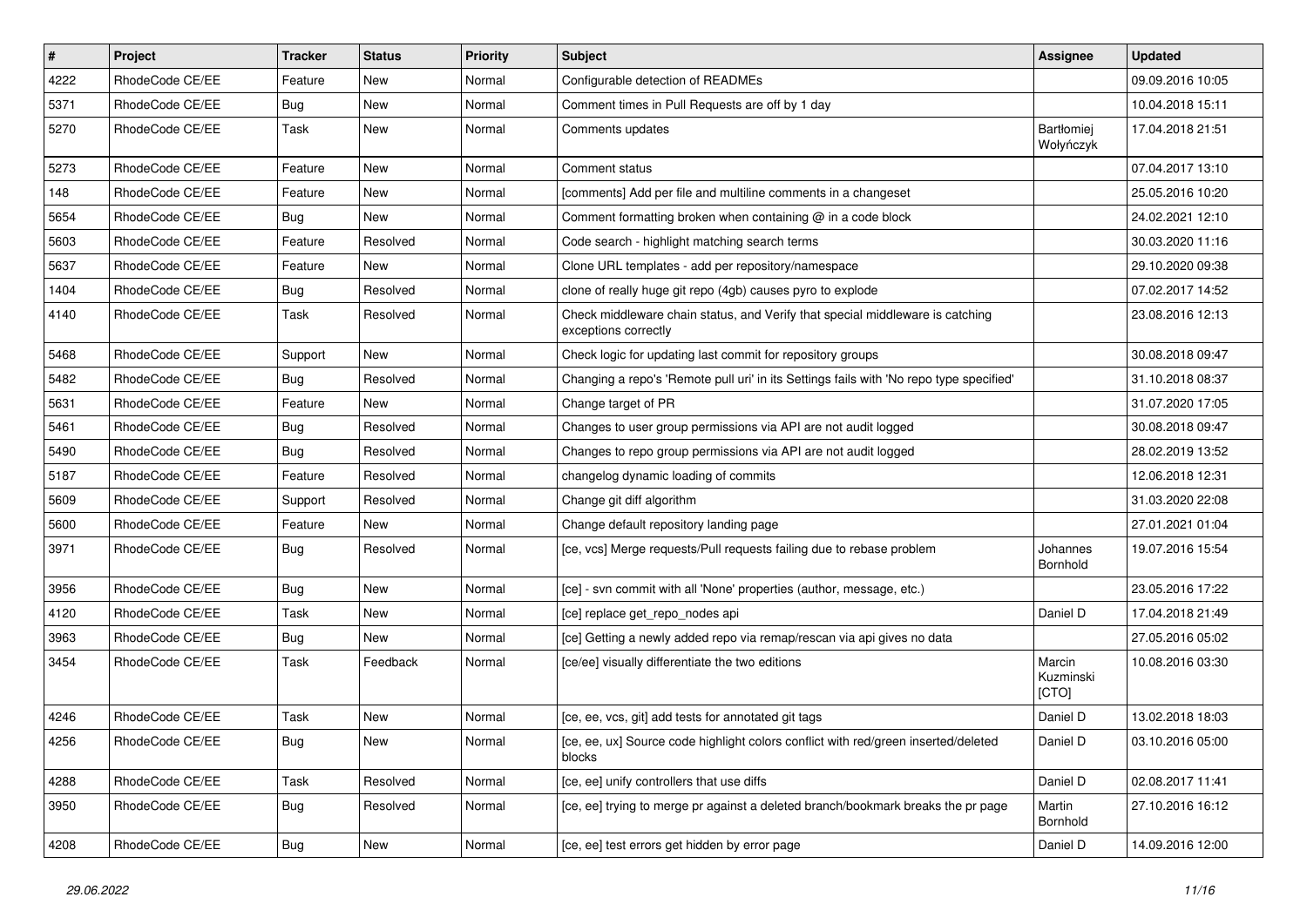| # | Project | Tracker | Status | Priority | Subject | Assignee | Updated |
| --- | --- | --- | --- | --- | --- | --- | --- |
| 4222 | RhodeCode CE/EE | Feature | New | Normal | Configurable detection of READMEs | | 09.09.2016 10:05 |
| 5371 | RhodeCode CE/EE | Bug | New | Normal | Comment times in Pull Requests are off by 1 day | | 10.04.2018 15:11 |
| 5270 | RhodeCode CE/EE | Task | New | Normal | Comments updates | Bartłomiej Wołyńczyk | 17.04.2018 21:51 |
| 5273 | RhodeCode CE/EE | Feature | New | Normal | Comment status | | 07.04.2017 13:10 |
| 148 | RhodeCode CE/EE | Feature | New | Normal | [comments] Add per file and multiline comments in a changeset | | 25.05.2016 10:20 |
| 5654 | RhodeCode CE/EE | Bug | New | Normal | Comment formatting broken when containing @ in a code block | | 24.02.2021 12:10 |
| 5603 | RhodeCode CE/EE | Feature | Resolved | Normal | Code search - highlight matching search terms | | 30.03.2020 11:16 |
| 5637 | RhodeCode CE/EE | Feature | New | Normal | Clone URL templates - add per repository/namespace | | 29.10.2020 09:38 |
| 1404 | RhodeCode CE/EE | Bug | Resolved | Normal | clone of really huge git repo (4gb) causes pyro to explode | | 07.02.2017 14:52 |
| 4140 | RhodeCode CE/EE | Task | Resolved | Normal | Check middleware chain status, and Verify that special middleware is catching exceptions correctly | | 23.08.2016 12:13 |
| 5468 | RhodeCode CE/EE | Support | New | Normal | Check logic for updating last commit for repository groups | | 30.08.2018 09:47 |
| 5482 | RhodeCode CE/EE | Bug | Resolved | Normal | Changing a repo's 'Remote pull uri' in its Settings fails with 'No repo type specified' | | 31.10.2018 08:37 |
| 5631 | RhodeCode CE/EE | Feature | New | Normal | Change target of PR | | 31.07.2020 17:05 |
| 5461 | RhodeCode CE/EE | Bug | Resolved | Normal | Changes to user group permissions via API are not audit logged | | 30.08.2018 09:47 |
| 5490 | RhodeCode CE/EE | Bug | Resolved | Normal | Changes to repo group permissions via API are not audit logged | | 28.02.2019 13:52 |
| 5187 | RhodeCode CE/EE | Feature | Resolved | Normal | changelog dynamic loading of commits | | 12.06.2018 12:31 |
| 5609 | RhodeCode CE/EE | Support | Resolved | Normal | Change git diff algorithm | | 31.03.2020 22:08 |
| 5600 | RhodeCode CE/EE | Feature | New | Normal | Change default repository landing page | | 27.01.2021 01:04 |
| 3971 | RhodeCode CE/EE | Bug | Resolved | Normal | [ce, vcs] Merge requests/Pull requests failing due to rebase problem | Johannes Bornhold | 19.07.2016 15:54 |
| 3956 | RhodeCode CE/EE | Bug | New | Normal | [ce] - svn commit with all 'None' properties (author, message, etc.) | | 23.05.2016 17:22 |
| 4120 | RhodeCode CE/EE | Task | New | Normal | [ce] replace get_repo_nodes api | Daniel D | 17.04.2018 21:49 |
| 3963 | RhodeCode CE/EE | Bug | New | Normal | [ce] Getting a newly added repo via remap/rescan via api gives no data | | 27.05.2016 05:02 |
| 3454 | RhodeCode CE/EE | Task | Feedback | Normal | [ce/ee] visually differentiate the two editions | Marcin Kuzminski [CTO] | 10.08.2016 03:30 |
| 4246 | RhodeCode CE/EE | Task | New | Normal | [ce, ee, vcs, git] add tests for annotated git tags | Daniel D | 13.02.2018 18:03 |
| 4256 | RhodeCode CE/EE | Bug | New | Normal | [ce, ee, ux] Source code highlight colors conflict with red/green inserted/deleted blocks | Daniel D | 03.10.2016 05:00 |
| 4288 | RhodeCode CE/EE | Task | Resolved | Normal | [ce, ee] unify controllers that use diffs | Daniel D | 02.08.2017 11:41 |
| 3950 | RhodeCode CE/EE | Bug | Resolved | Normal | [ce, ee] trying to merge pr against a deleted branch/bookmark breaks the pr page | Martin Bornhold | 27.10.2016 16:12 |
| 4208 | RhodeCode CE/EE | Bug | New | Normal | [ce, ee] test errors get hidden by error page | Daniel D | 14.09.2016 12:00 |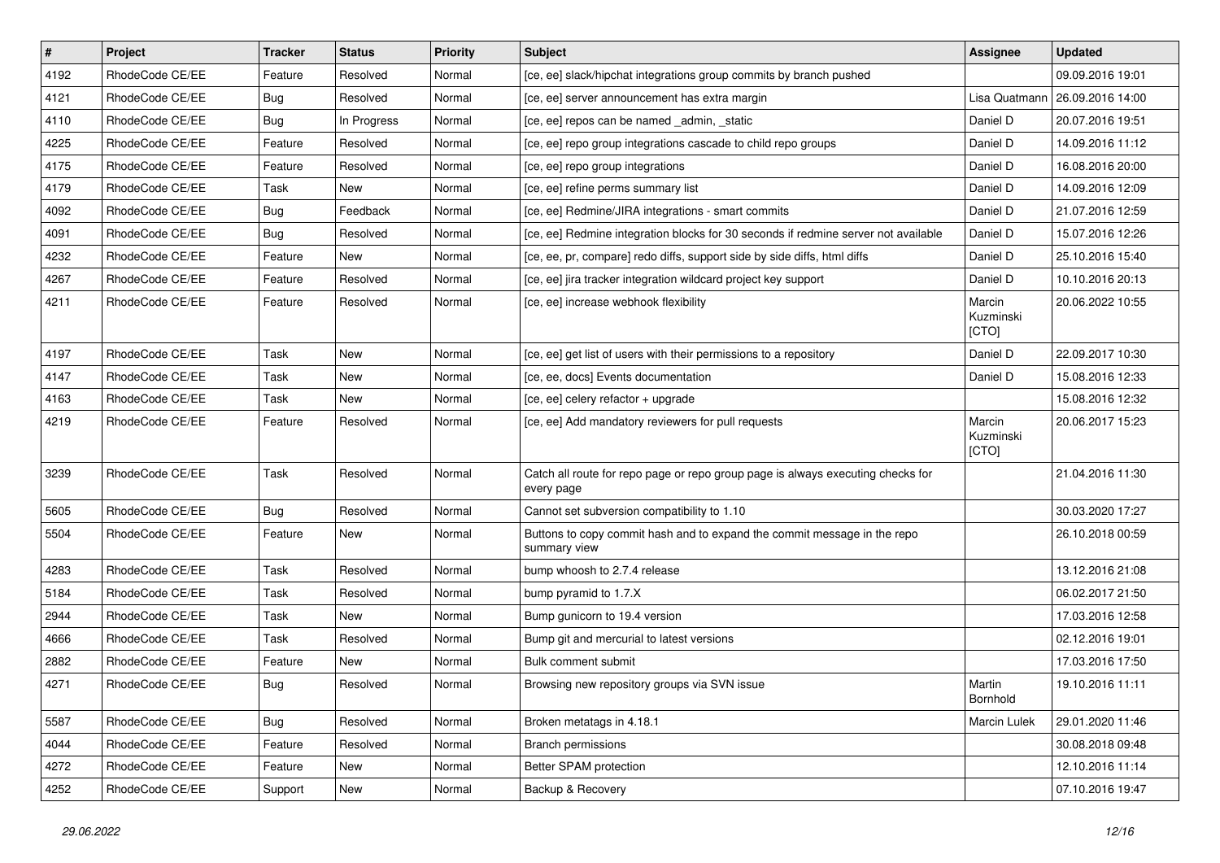| # | Project | Tracker | Status | Priority | Subject | Assignee | Updated |
|---|---|---|---|---|---|---|---|
| 4192 | RhodeCode CE/EE | Feature | Resolved | Normal | [ce, ee] slack/hipchat integrations group commits by branch pushed | | 09.09.2016 19:01 |
| 4121 | RhodeCode CE/EE | Bug | Resolved | Normal | [ce, ee] server announcement has extra margin | Lisa Quatmann | 26.09.2016 14:00 |
| 4110 | RhodeCode CE/EE | Bug | In Progress | Normal | [ce, ee] repos can be named _admin, _static | Daniel D | 20.07.2016 19:51 |
| 4225 | RhodeCode CE/EE | Feature | Resolved | Normal | [ce, ee] repo group integrations cascade to child repo groups | Daniel D | 14.09.2016 11:12 |
| 4175 | RhodeCode CE/EE | Feature | Resolved | Normal | [ce, ee] repo group integrations | Daniel D | 16.08.2016 20:00 |
| 4179 | RhodeCode CE/EE | Task | New | Normal | [ce, ee] refine perms summary list | Daniel D | 14.09.2016 12:09 |
| 4092 | RhodeCode CE/EE | Bug | Feedback | Normal | [ce, ee] Redmine/JIRA integrations - smart commits | Daniel D | 21.07.2016 12:59 |
| 4091 | RhodeCode CE/EE | Bug | Resolved | Normal | [ce, ee] Redmine integration blocks for 30 seconds if redmine server not available | Daniel D | 15.07.2016 12:26 |
| 4232 | RhodeCode CE/EE | Feature | New | Normal | [ce, ee, pr, compare] redo diffs, support side by side diffs, html diffs | Daniel D | 25.10.2016 15:40 |
| 4267 | RhodeCode CE/EE | Feature | Resolved | Normal | [ce, ee] jira tracker integration wildcard project key support | Daniel D | 10.10.2016 20:13 |
| 4211 | RhodeCode CE/EE | Feature | Resolved | Normal | [ce, ee] increase webhook flexibility | Marcin Kuzminski [CTO] | 20.06.2022 10:55 |
| 4197 | RhodeCode CE/EE | Task | New | Normal | [ce, ee] get list of users with their permissions to a repository | Daniel D | 22.09.2017 10:30 |
| 4147 | RhodeCode CE/EE | Task | New | Normal | [ce, ee, docs] Events documentation | Daniel D | 15.08.2016 12:33 |
| 4163 | RhodeCode CE/EE | Task | New | Normal | [ce, ee] celery refactor + upgrade | | 15.08.2016 12:32 |
| 4219 | RhodeCode CE/EE | Feature | Resolved | Normal | [ce, ee] Add mandatory reviewers for pull requests | Marcin Kuzminski [CTO] | 20.06.2017 15:23 |
| 3239 | RhodeCode CE/EE | Task | Resolved | Normal | Catch all route for repo page or repo group page is always executing checks for every page | | 21.04.2016 11:30 |
| 5605 | RhodeCode CE/EE | Bug | Resolved | Normal | Cannot set subversion compatibility to 1.10 | | 30.03.2020 17:27 |
| 5504 | RhodeCode CE/EE | Feature | New | Normal | Buttons to copy commit hash and to expand the commit message in the repo summary view | | 26.10.2018 00:59 |
| 4283 | RhodeCode CE/EE | Task | Resolved | Normal | bump whoosh to 2.7.4 release | | 13.12.2016 21:08 |
| 5184 | RhodeCode CE/EE | Task | Resolved | Normal | bump pyramid to 1.7.X | | 06.02.2017 21:50 |
| 2944 | RhodeCode CE/EE | Task | New | Normal | Bump gunicorn to 19.4 version | | 17.03.2016 12:58 |
| 4666 | RhodeCode CE/EE | Task | Resolved | Normal | Bump git and mercurial to latest versions | | 02.12.2016 19:01 |
| 2882 | RhodeCode CE/EE | Feature | New | Normal | Bulk comment submit | | 17.03.2016 17:50 |
| 4271 | RhodeCode CE/EE | Bug | Resolved | Normal | Browsing new repository groups via SVN issue | Martin Bornhold | 19.10.2016 11:11 |
| 5587 | RhodeCode CE/EE | Bug | Resolved | Normal | Broken metatags in 4.18.1 | Marcin Lulek | 29.01.2020 11:46 |
| 4044 | RhodeCode CE/EE | Feature | Resolved | Normal | Branch permissions | | 30.08.2018 09:48 |
| 4272 | RhodeCode CE/EE | Feature | New | Normal | Better SPAM protection | | 12.10.2016 11:14 |
| 4252 | RhodeCode CE/EE | Support | New | Normal | Backup & Recovery | | 07.10.2016 19:47 |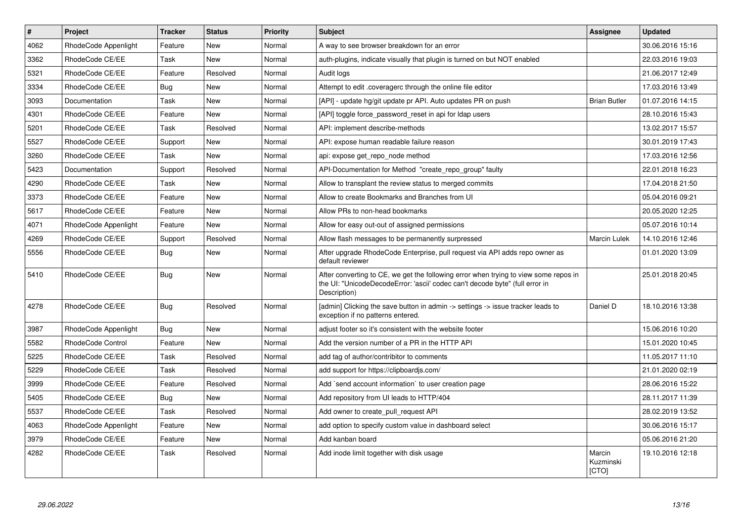| # | Project | Tracker | Status | Priority | Subject | Assignee | Updated |
|---|---|---|---|---|---|---|---|
| 4062 | RhodeCode Appenlight | Feature | New | Normal | A way to see browser breakdown for an error | | 30.06.2016 15:16 |
| 3362 | RhodeCode CE/EE | Task | New | Normal | auth-plugins, indicate visually that plugin is turned on but NOT enabled | | 22.03.2016 19:03 |
| 5321 | RhodeCode CE/EE | Feature | Resolved | Normal | Audit logs | | 21.06.2017 12:49 |
| 3334 | RhodeCode CE/EE | Bug | New | Normal | Attempt to edit .coveragerc through the online file editor | | 17.03.2016 13:49 |
| 3093 | Documentation | Task | New | Normal | [API] - update hg/git update pr API. Auto updates PR on push | Brian Butler | 01.07.2016 14:15 |
| 4301 | RhodeCode CE/EE | Feature | New | Normal | [API] toggle force_password_reset in api for ldap users | | 28.10.2016 15:43 |
| 5201 | RhodeCode CE/EE | Task | Resolved | Normal | API: implement describe-methods | | 13.02.2017 15:57 |
| 5527 | RhodeCode CE/EE | Support | New | Normal | API: expose human readable failure reason | | 30.01.2019 17:43 |
| 3260 | RhodeCode CE/EE | Task | New | Normal | api: expose get_repo_node method | | 17.03.2016 12:56 |
| 5423 | Documentation | Support | Resolved | Normal | API-Documentation for Method "create_repo_group" faulty | | 22.01.2018 16:23 |
| 4290 | RhodeCode CE/EE | Task | New | Normal | Allow to transplant the review status to merged commits | | 17.04.2018 21:50 |
| 3373 | RhodeCode CE/EE | Feature | New | Normal | Allow to create Bookmarks and Branches from UI | | 05.04.2016 09:21 |
| 5617 | RhodeCode CE/EE | Feature | New | Normal | Allow PRs to non-head bookmarks | | 20.05.2020 12:25 |
| 4071 | RhodeCode Appenlight | Feature | New | Normal | Allow for easy out-out of assigned permissions | | 05.07.2016 10:14 |
| 4269 | RhodeCode CE/EE | Support | Resolved | Normal | Allow flash messages to be permanently surpressed | Marcin Lulek | 14.10.2016 12:46 |
| 5556 | RhodeCode CE/EE | Bug | New | Normal | After upgrade RhodeCode Enterprise, pull request via API adds repo owner as default reviewer | | 01.01.2020 13:09 |
| 5410 | RhodeCode CE/EE | Bug | New | Normal | After converting to CE, we get the following error when trying to view some repos in the UI: "UnicodeDecodeError: 'ascii' codec can't decode byte" (full error in Description) | | 25.01.2018 20:45 |
| 4278 | RhodeCode CE/EE | Bug | Resolved | Normal | [admin] Clicking the save button in admin -> settings -> issue tracker leads to exception if no patterns entered. | Daniel D | 18.10.2016 13:38 |
| 3987 | RhodeCode Appenlight | Bug | New | Normal | adjust footer so it's consistent with the website footer | | 15.06.2016 10:20 |
| 5582 | RhodeCode Control | Feature | New | Normal | Add the version number of a PR in the HTTP API | | 15.01.2020 10:45 |
| 5225 | RhodeCode CE/EE | Task | Resolved | Normal | add tag of author/contribitor to comments | | 11.05.2017 11:10 |
| 5229 | RhodeCode CE/EE | Task | Resolved | Normal | add support for https://clipboardjs.com/ | | 21.01.2020 02:19 |
| 3999 | RhodeCode CE/EE | Feature | Resolved | Normal | Add `send account information` to user creation page | | 28.06.2016 15:22 |
| 5405 | RhodeCode CE/EE | Bug | New | Normal | Add repository from UI leads to HTTP/404 | | 28.11.2017 11:39 |
| 5537 | RhodeCode CE/EE | Task | Resolved | Normal | Add owner to create_pull_request API | | 28.02.2019 13:52 |
| 4063 | RhodeCode Appenlight | Feature | New | Normal | add option to specify custom value in dashboard select | | 30.06.2016 15:17 |
| 3979 | RhodeCode CE/EE | Feature | New | Normal | Add kanban board | | 05.06.2016 21:20 |
| 4282 | RhodeCode CE/EE | Task | Resolved | Normal | Add inode limit together with disk usage | Marcin Kuzminski [CTO] | 19.10.2016 12:18 |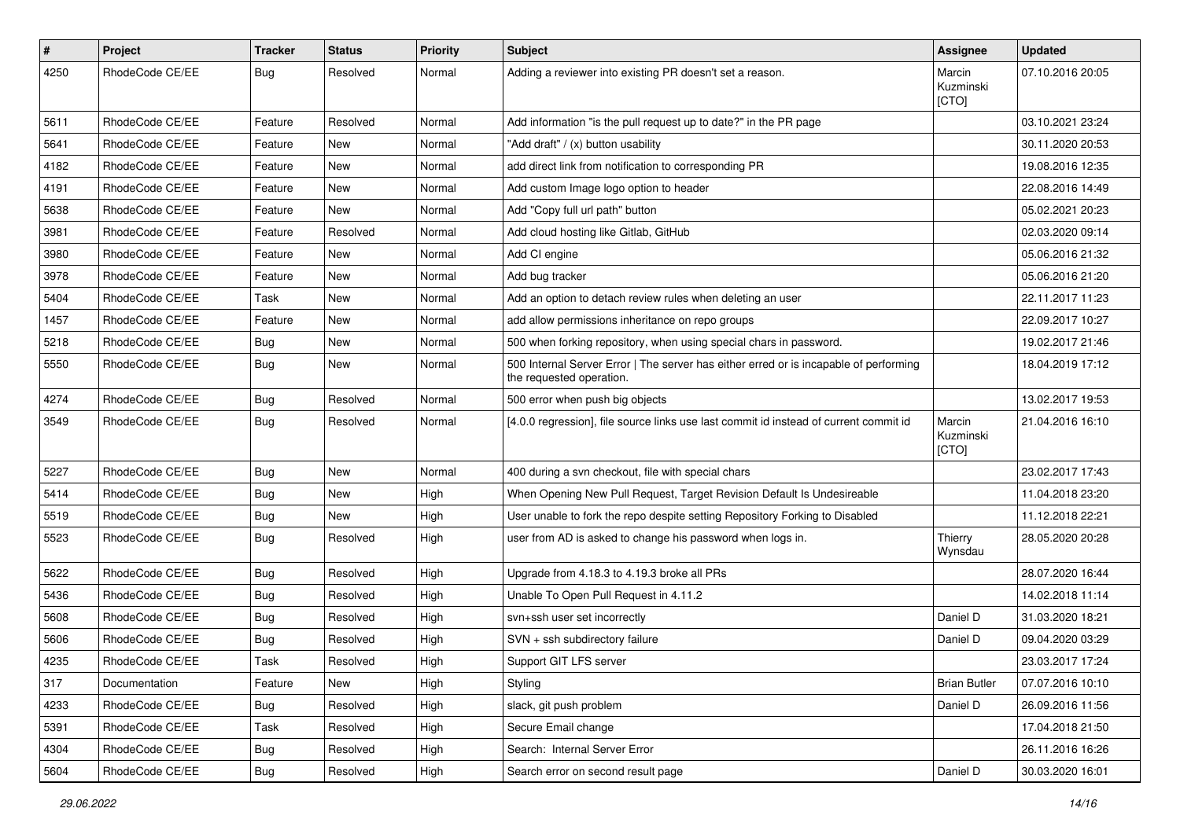| # | Project | Tracker | Status | Priority | Subject | Assignee | Updated |
|---|---|---|---|---|---|---|---|
| 4250 | RhodeCode CE/EE | Bug | Resolved | Normal | Adding a reviewer into existing PR doesn't set a reason. | Marcin Kuzminski [CTO] | 07.10.2016 20:05 |
| 5611 | RhodeCode CE/EE | Feature | Resolved | Normal | Add information "is the pull request up to date?" in the PR page | | 03.10.2021 23:24 |
| 5641 | RhodeCode CE/EE | Feature | New | Normal | "Add draft" / (x) button usability | | 30.11.2020 20:53 |
| 4182 | RhodeCode CE/EE | Feature | New | Normal | add direct link from notification to corresponding PR | | 19.08.2016 12:35 |
| 4191 | RhodeCode CE/EE | Feature | New | Normal | Add custom Image logo option to header | | 22.08.2016 14:49 |
| 5638 | RhodeCode CE/EE | Feature | New | Normal | Add "Copy full url path" button | | 05.02.2021 20:23 |
| 3981 | RhodeCode CE/EE | Feature | Resolved | Normal | Add cloud hosting like Gitlab, GitHub | | 02.03.2020 09:14 |
| 3980 | RhodeCode CE/EE | Feature | New | Normal | Add CI engine | | 05.06.2016 21:32 |
| 3978 | RhodeCode CE/EE | Feature | New | Normal | Add bug tracker | | 05.06.2016 21:20 |
| 5404 | RhodeCode CE/EE | Task | New | Normal | Add an option to detach review rules when deleting an user | | 22.11.2017 11:23 |
| 1457 | RhodeCode CE/EE | Feature | New | Normal | add allow permissions inheritance on repo groups | | 22.09.2017 10:27 |
| 5218 | RhodeCode CE/EE | Bug | New | Normal | 500 when forking repository, when using special chars in password. | | 19.02.2017 21:46 |
| 5550 | RhodeCode CE/EE | Bug | New | Normal | 500 Internal Server Error \| The server has either erred or is incapable of performing the requested operation. | | 18.04.2019 17:12 |
| 4274 | RhodeCode CE/EE | Bug | Resolved | Normal | 500 error when push big objects | | 13.02.2017 19:53 |
| 3549 | RhodeCode CE/EE | Bug | Resolved | Normal | [4.0.0 regression], file source links use last commit id instead of current commit id | Marcin Kuzminski [CTO] | 21.04.2016 16:10 |
| 5227 | RhodeCode CE/EE | Bug | New | Normal | 400 during a svn checkout, file with special chars | | 23.02.2017 17:43 |
| 5414 | RhodeCode CE/EE | Bug | New | High | When Opening New Pull Request, Target Revision Default Is Undesireable | | 11.04.2018 23:20 |
| 5519 | RhodeCode CE/EE | Bug | New | High | User unable to fork the repo despite setting Repository Forking to Disabled | | 11.12.2018 22:21 |
| 5523 | RhodeCode CE/EE | Bug | Resolved | High | user from AD is asked to change his password when logs in. | Thierry Wynsdau | 28.05.2020 20:28 |
| 5622 | RhodeCode CE/EE | Bug | Resolved | High | Upgrade from 4.18.3 to 4.19.3 broke all PRs | | 28.07.2020 16:44 |
| 5436 | RhodeCode CE/EE | Bug | Resolved | High | Unable To Open Pull Request in 4.11.2 | | 14.02.2018 11:14 |
| 5608 | RhodeCode CE/EE | Bug | Resolved | High | svn+ssh user set incorrectly | Daniel D | 31.03.2020 18:21 |
| 5606 | RhodeCode CE/EE | Bug | Resolved | High | SVN + ssh subdirectory failure | Daniel D | 09.04.2020 03:29 |
| 4235 | RhodeCode CE/EE | Task | Resolved | High | Support GIT LFS server | | 23.03.2017 17:24 |
| 317 | Documentation | Feature | New | High | Styling | Brian Butler | 07.07.2016 10:10 |
| 4233 | RhodeCode CE/EE | Bug | Resolved | High | slack, git push problem | Daniel D | 26.09.2016 11:56 |
| 5391 | RhodeCode CE/EE | Task | Resolved | High | Secure Email change | | 17.04.2018 21:50 |
| 4304 | RhodeCode CE/EE | Bug | Resolved | High | Search: Internal Server Error | | 26.11.2016 16:26 |
| 5604 | RhodeCode CE/EE | Bug | Resolved | High | Search error on second result page | Daniel D | 30.03.2020 16:01 |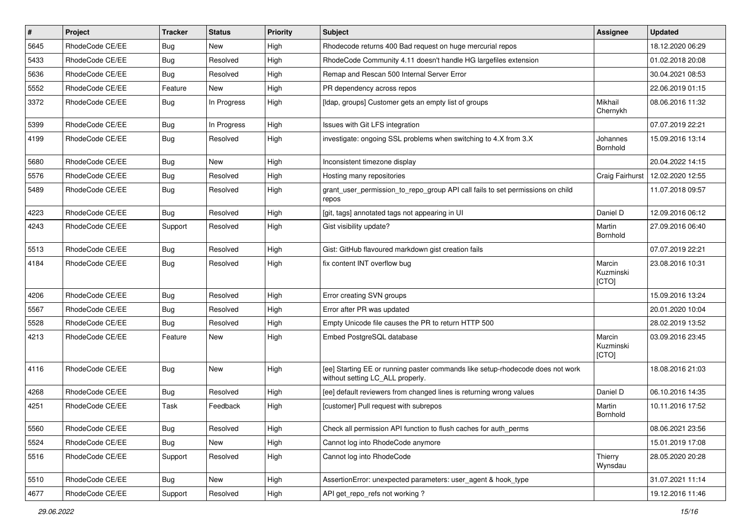| # | Project | Tracker | Status | Priority | Subject | Assignee | Updated |
|---|---|---|---|---|---|---|---|
| 5645 | RhodeCode CE/EE | Bug | New | High | Rhodecode returns 400 Bad request on huge mercurial repos | | 18.12.2020 06:29 |
| 5433 | RhodeCode CE/EE | Bug | Resolved | High | RhodeCode Community 4.11 doesn't handle HG largefiles extension | | 01.02.2018 20:08 |
| 5636 | RhodeCode CE/EE | Bug | Resolved | High | Remap and Rescan 500 Internal Server Error | | 30.04.2021 08:53 |
| 5552 | RhodeCode CE/EE | Feature | New | High | PR dependency across repos | | 22.06.2019 01:15 |
| 3372 | RhodeCode CE/EE | Bug | In Progress | High | [ldap, groups] Customer gets an empty list of groups | Mikhail Chernykh | 08.06.2016 11:32 |
| 5399 | RhodeCode CE/EE | Bug | In Progress | High | Issues with Git LFS integration | | 07.07.2019 22:21 |
| 4199 | RhodeCode CE/EE | Bug | Resolved | High | investigate: ongoing SSL problems when switching to 4.X from 3.X | Johannes Bornhold | 15.09.2016 13:14 |
| 5680 | RhodeCode CE/EE | Bug | New | High | Inconsistent timezone display | | 20.04.2022 14:15 |
| 5576 | RhodeCode CE/EE | Bug | Resolved | High | Hosting many repositories | Craig Fairhurst | 12.02.2020 12:55 |
| 5489 | RhodeCode CE/EE | Bug | Resolved | High | grant_user_permission_to_repo_group API call fails to set permissions on child repos | | 11.07.2018 09:57 |
| 4223 | RhodeCode CE/EE | Bug | Resolved | High | [git, tags] annotated tags not appearing in UI | Daniel D | 12.09.2016 06:12 |
| 4243 | RhodeCode CE/EE | Support | Resolved | High | Gist visibility update? | Martin Bornhold | 27.09.2016 06:40 |
| 5513 | RhodeCode CE/EE | Bug | Resolved | High | Gist: GitHub flavoured markdown gist creation fails | | 07.07.2019 22:21 |
| 4184 | RhodeCode CE/EE | Bug | Resolved | High | fix content INT overflow bug | Marcin Kuzminski [CTO] | 23.08.2016 10:31 |
| 4206 | RhodeCode CE/EE | Bug | Resolved | High | Error creating SVN groups | | 15.09.2016 13:24 |
| 5567 | RhodeCode CE/EE | Bug | Resolved | High | Error after PR was updated | | 20.01.2020 10:04 |
| 5528 | RhodeCode CE/EE | Bug | Resolved | High | Empty Unicode file causes the PR to return HTTP 500 | | 28.02.2019 13:52 |
| 4213 | RhodeCode CE/EE | Feature | New | High | Embed PostgreSQL database | Marcin Kuzminski [CTO] | 03.09.2016 23:45 |
| 4116 | RhodeCode CE/EE | Bug | New | High | [ee] Starting EE or running paster commands like setup-rhodecode does not work without setting LC_ALL properly. | | 18.08.2016 21:03 |
| 4268 | RhodeCode CE/EE | Bug | Resolved | High | [ee] default reviewers from changed lines is returning wrong values | Daniel D | 06.10.2016 14:35 |
| 4251 | RhodeCode CE/EE | Task | Feedback | High | [customer] Pull request with subrepos | Martin Bornhold | 10.11.2016 17:52 |
| 5560 | RhodeCode CE/EE | Bug | Resolved | High | Check all permission API function to flush caches for auth_perms | | 08.06.2021 23:56 |
| 5524 | RhodeCode CE/EE | Bug | New | High | Cannot log into RhodeCode anymore | | 15.01.2019 17:08 |
| 5516 | RhodeCode CE/EE | Support | Resolved | High | Cannot log into RhodeCode | Thierry Wynsdau | 28.05.2020 20:28 |
| 5510 | RhodeCode CE/EE | Bug | New | High | AssertionError: unexpected parameters: user_agent & hook_type | | 31.07.2021 11:14 |
| 4677 | RhodeCode CE/EE | Support | Resolved | High | API get_repo_refs not working ? | | 19.12.2016 11:46 |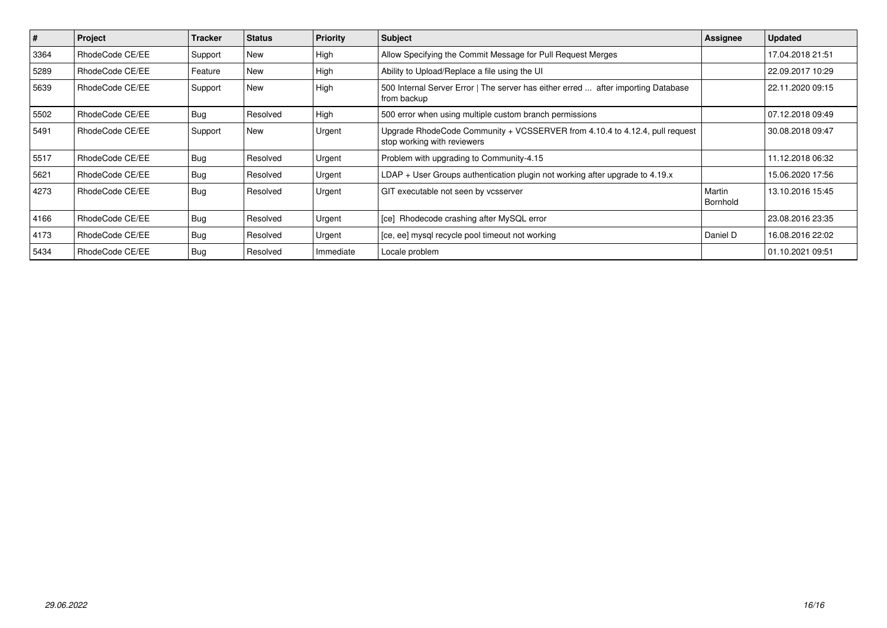| # | Project | Tracker | Status | Priority | Subject | Assignee | Updated |
|---|---|---|---|---|---|---|---|
| 3364 | RhodeCode CE/EE | Support | New | High | Allow Specifying the Commit Message for Pull Request Merges | | 17.04.2018 21:51 |
| 5289 | RhodeCode CE/EE | Feature | New | High | Ability to Upload/Replace a file using the UI | | 22.09.2017 10:29 |
| 5639 | RhodeCode CE/EE | Support | New | High | 500 Internal Server Error \| The server has either erred ... after importing Database from backup | | 22.11.2020 09:15 |
| 5502 | RhodeCode CE/EE | Bug | Resolved | High | 500 error when using multiple custom branch permissions | | 07.12.2018 09:49 |
| 5491 | RhodeCode CE/EE | Support | New | Urgent | Upgrade RhodeCode Community + VCSSERVER from 4.10.4 to 4.12.4, pull request stop working with reviewers | | 30.08.2018 09:47 |
| 5517 | RhodeCode CE/EE | Bug | Resolved | Urgent | Problem with upgrading to Community-4.15 | | 11.12.2018 06:32 |
| 5621 | RhodeCode CE/EE | Bug | Resolved | Urgent | LDAP + User Groups authentication plugin not working after upgrade to 4.19.x | | 15.06.2020 17:56 |
| 4273 | RhodeCode CE/EE | Bug | Resolved | Urgent | GIT executable not seen by vcsserver | Martin Bornhold | 13.10.2016 15:45 |
| 4166 | RhodeCode CE/EE | Bug | Resolved | Urgent | [ce] Rhodecode crashing after MySQL error | | 23.08.2016 23:35 |
| 4173 | RhodeCode CE/EE | Bug | Resolved | Urgent | [ce, ee] mysql recycle pool timeout not working | Daniel D | 16.08.2016 22:02 |
| 5434 | RhodeCode CE/EE | Bug | Resolved | Immediate | Locale problem | | 01.10.2021 09:51 |